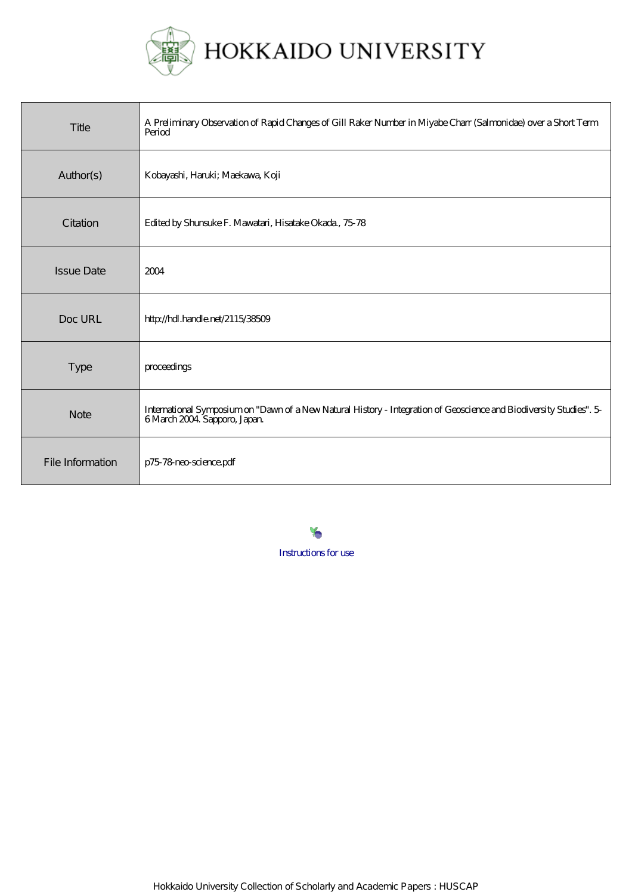# HOKKAIDO UNIVERSITY

| | |
|---|---|
| Title | A Preliminary Observation of Rapid Changes of Gill Raker Number in Miyabe Charr (Salmonidae) over a Short Term Period |
| Author(s) | Kobayashi, Haruki; Maekawa, Koji |
| Citation | Edited by Shunsuke F. Mawatari, Hisatake Okada., 75-78 |
| Issue Date | 2004 |
| Doc URL | http://hdl.handle.net/2115/38509 |
| Type | proceedings |
| Note | International Symposium on "Dawn of a New Natural History - Integration of Geoscience and Biodiversity Studies". 5-6 March 2004. Sapporo, Japan. |
| File Information | p75-78-neo-science.pdf |

Instructions for use

Hokkaido University Collection of Scholarly and Academic Papers : HUSCAP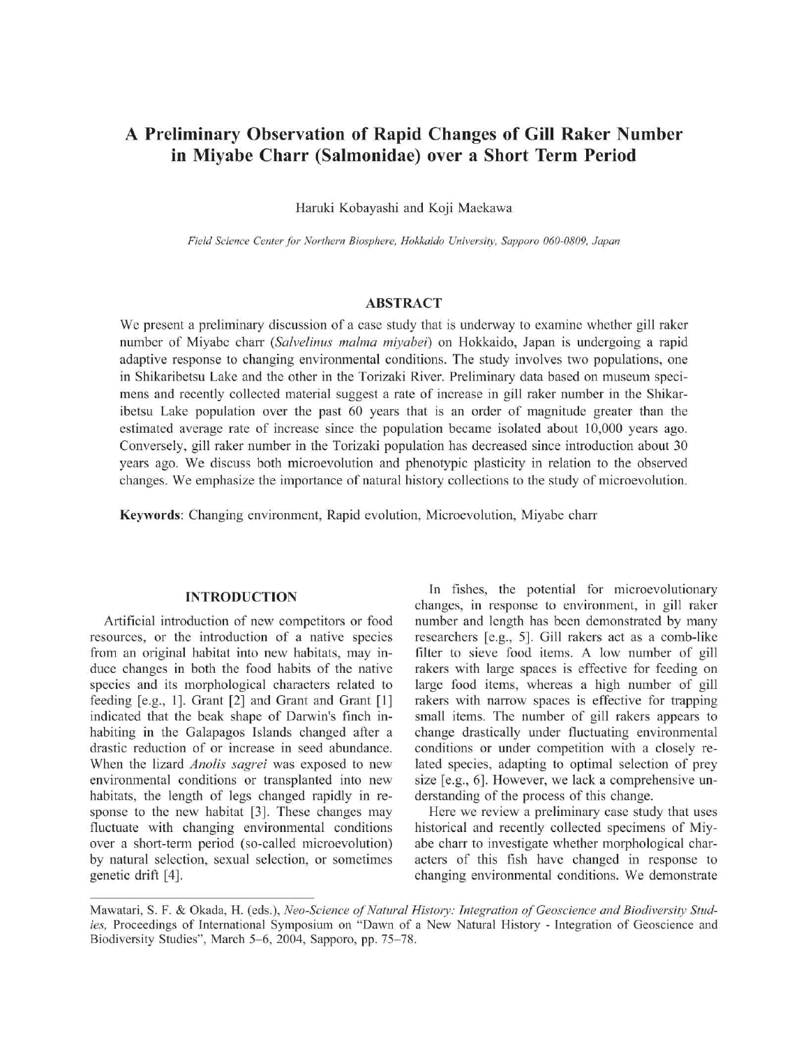# A Preliminary Observation of Rapid Changes of Gill Raker Number in Miyabe Charr (Salmonidae) over a Short Term Period

Haruki Kobayashi and Koji Maekawa

*Field Science Center for Northern Biosphere, Hokkaido University, Sapporo 060-0809, Japan*

## ABSTRACT

We present a preliminary discussion of a case study that is underway to examine whether gill raker number of Miyabe charr (*Salvelinus malma miyabei*) on Hokkaido, Japan is undergoing a rapid adaptive response to changing environmental conditions. The study involves two populations, one in Shikaribetsu Lake and the other in the Torizaki River. Preliminary data based on museum specimens and recently collected material suggest a rate of increase in gill raker number in the Shikaribetsu Lake population over the past 60 years that is an order of magnitude greater than the estimated average rate of increase since the population became isolated about 10,000 years ago. Conversely, gill raker number in the Torizaki population has decreased since introduction about 30 years ago. We discuss both microevolution and phenotypic plasticity in relation to the observed changes. We emphasize the importance of natural history collections to the study of microevolution.

**Keywords**: Changing environment, Rapid evolution, Microevolution, Miyabe charr

## INTRODUCTION

Artificial introduction of new competitors or food resources, or the introduction of a native species from an original habitat into new habitats, may induce changes in both the food habits of the native species and its morphological characters related to feeding [e.g., 1]. Grant [2] and Grant and Grant [1] indicated that the beak shape of Darwin's finch inhabiting in the Galapagos Islands changed after a drastic reduction of or increase in seed abundance. When the lizard *Anolis sagrei* was exposed to new environmental conditions or transplanted into new habitats, the length of legs changed rapidly in response to the new habitat [3]. These changes may fluctuate with changing environmental conditions over a short-term period (so-called microevolution) by natural selection, sexual selection, or sometimes genetic drift [4].

In fishes, the potential for microevolutionary changes, in response to environment, in gill raker number and length has been demonstrated by many researchers [e.g., 5]. Gill rakers act as a comb-like filter to sieve food items. A low number of gill rakers with large spaces is effective for feeding on large food items, whereas a high number of gill rakers with narrow spaces is effective for trapping small items. The number of gill rakers appears to change drastically under fluctuating environmental conditions or under competition with a closely related species, adapting to optimal selection of prey size [e.g., 6]. However, we lack a comprehensive understanding of the process of this change.

Here we review a preliminary case study that uses historical and recently collected specimens of Miyabe charr to investigate whether morphological characters of this fish have changed in response to changing environmental conditions. We demonstrate

Mawatari, S. F. & Okada, H. (eds.), *Neo-Science of Natural History: Integration of Geoscience and Biodiversity Studies*, Proceedings of International Symposium on "Dawn of a New Natural History - Integration of Geoscience and Biodiversity Studies", March 5–6, 2004, Sapporo, pp. 75–78.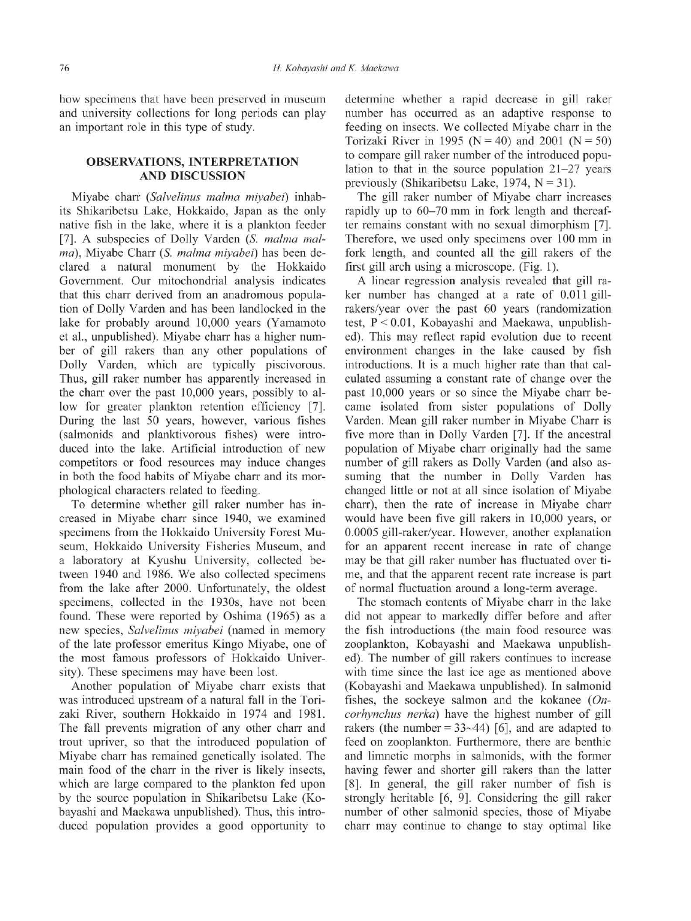how specimens that have been preserved in museum and university collections for long periods can play an important role in this type of study.

## OBSERVATIONS, INTERPRETATION AND DISCUSSION

Miyabe charr (*Salvelinus malma miyabei*) inhabits Shikaribetsu Lake, Hokkaido, Japan as the only native fish in the lake, where it is a plankton feeder [7]. A subspecies of Dolly Varden (*S. malma malma*), Miyabe Charr (*S. malma miyabei*) has been declared a natural monument by the Hokkaido Government. Our mitochondrial analysis indicates that this charr derived from an anadromous population of Dolly Varden and has been landlocked in the lake for probably around 10,000 years (Yamamoto et al., unpublished). Miyabe charr has a higher number of gill rakers than any other populations of Dolly Varden, which are typically piscivorous. Thus, gill raker number has apparently increased in the charr over the past 10,000 years, possibly to allow for greater plankton retention efficiency [7]. During the last 50 years, however, various fishes (salmonids and planktivorous fishes) were introduced into the lake. Artificial introduction of new competitors or food resources may induce changes in both the food habits of Miyabe charr and its morphological characters related to feeding.

To determine whether gill raker number has increased in Miyabe charr since 1940, we examined specimens from the Hokkaido University Forest Museum, Hokkaido University Fisheries Museum, and a laboratory at Kyushu University, collected between 1940 and 1986. We also collected specimens from the lake after 2000. Unfortunately, the oldest specimens, collected in the 1930s, have not been found. These were reported by Oshima (1965) as a new species, *Salvelinus miyabei* (named in memory of the late professor emeritus Kingo Miyabe, one of the most famous professors of Hokkaido University). These specimens may have been lost.

Another population of Miyabe charr exists that was introduced upstream of a natural fall in the Torizaki River, southern Hokkaido in 1974 and 1981. The fall prevents migration of any other charr and trout upriver, so that the introduced population of Miyabe charr has remained genetically isolated. The main food of the charr in the river is likely insects, which are large compared to the plankton fed upon by the source population in Shikaribetsu Lake (Kobayashi and Maekawa unpublished). Thus, this introduced population provides a good opportunity to determine whether a rapid decrease in gill raker number has occurred as an adaptive response to feeding on insects. We collected Miyabe charr in the Torizaki River in 1995 ($N = 40$) and 2001 ($N = 50$) to compare gill raker number of the introduced population to that in the source population 21–27 years previously (Shikaribetsu Lake, 1974, $N = 31$).

The gill raker number of Miyabe charr increases rapidly up to 60–70 mm in fork length and thereafter remains constant with no sexual dimorphism [7]. Therefore, we used only specimens over 100 mm in fork length, and counted all the gill rakers of the first gill arch using a microscope. (Fig. 1).

A linear regression analysis revealed that gill raker number has changed at a rate of 0.011 gill-rakers/year over the past 60 years (randomization test, $P < 0.01$, Kobayashi and Maekawa, unpublished). This may reflect rapid evolution due to recent environment changes in the lake caused by fish introductions. It is a much higher rate than that calculated assuming a constant rate of change over the past 10,000 years or so since the Miyabe charr became isolated from sister populations of Dolly Varden. Mean gill raker number in Miyabe Charr is five more than in Dolly Varden [7]. If the ancestral population of Miyabe charr originally had the same number of gill rakers as Dolly Varden (and also assuming that the number in Dolly Varden has changed little or not at all since isolation of Miyabe charr), then the rate of increase in Miyabe charr would have been five gill rakers in 10,000 years, or 0.0005 gill-raker/year. However, another explanation for an apparent recent increase in rate of change may be that gill raker number has fluctuated over time, and that the apparent recent rate increase is part of normal fluctuation around a long-term average.

The stomach contents of Miyabe charr in the lake did not appear to markedly differ before and after the fish introductions (the main food resource was zooplankton, Kobayashi and Maekawa unpublished). The number of gill rakers continues to increase with time since the last ice age as mentioned above (Kobayashi and Maekawa unpublished). In salmonid fishes, the sockeye salmon and the kokanee (*Oncorhynchus nerka*) have the highest number of gill rakers (the number = 33~44) [6], and are adapted to feed on zooplankton. Furthermore, there are benthic and limnetic morphs in salmonids, with the former having fewer and shorter gill rakers than the latter [8]. In general, the gill raker number of fish is strongly heritable [6, 9]. Considering the gill raker number of other salmonid species, those of Miyabe charr may continue to change to stay optimal like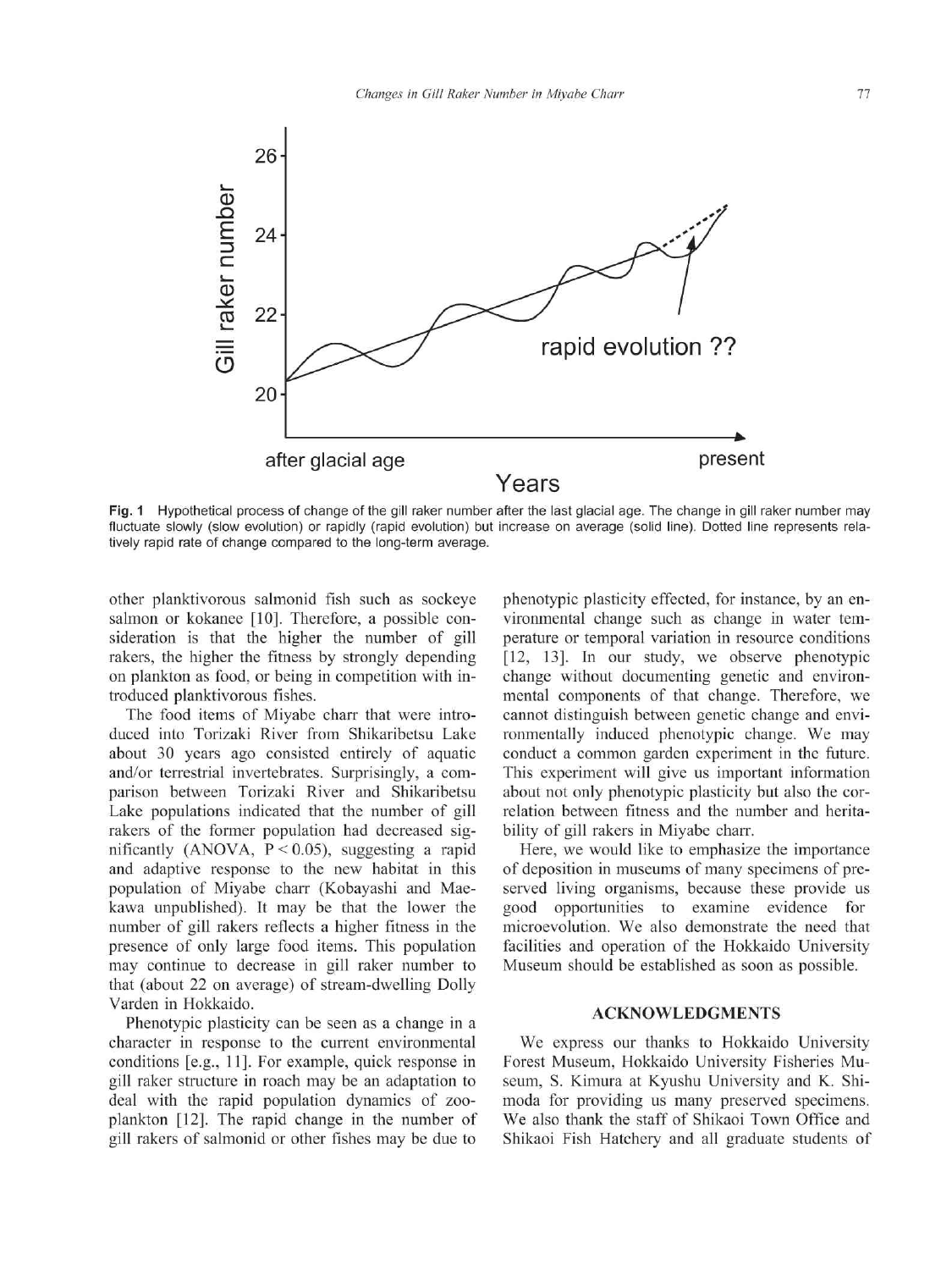Fig. 1 Hypothetical process of change of the gill raker number after the last glacial age. The change in gill raker number may fluctuate slowly (slow evolution) or rapidly (rapid evolution) but increase on average (solid line). Dotted line represents relatively rapid rate of change compared to the long-term average.

other planktivorous salmonid fish such as sockeye salmon or kokanee [10]. Therefore, a possible consideration is that the higher the number of gill rakers, the higher the fitness by strongly depending on plankton as food, or being in competition with introduced planktivorous fishes.

The food items of Miyabe charr that were introduced into Torizaki River from Shikaribetsu Lake about 30 years ago consisted entirely of aquatic and/or terrestrial invertebrates. Surprisingly, a comparison between Torizaki River and Shikaribetsu Lake populations indicated that the number of gill rakers of the former population had decreased significantly (ANOVA, $P < 0.05$), suggesting a rapid and adaptive response to the new habitat in this population of Miyabe charr (Kobayashi and Maekawa unpublished). It may be that the lower the number of gill rakers reflects a higher fitness in the presence of only large food items. This population may continue to decrease in gill raker number to that (about 22 on average) of stream-dwelling Dolly Varden in Hokkaido.

Phenotypic plasticity can be seen as a change in a character in response to the current environmental conditions [e.g., 11]. For example, quick response in gill raker structure in roach may be an adaptation to deal with the rapid population dynamics of zooplankton [12]. The rapid change in the number of gill rakers of salmonid or other fishes may be due to phenotypic plasticity effected, for instance, by an environmental change such as change in water temperature or temporal variation in resource conditions [12, 13]. In our study, we observe phenotypic change without documenting genetic and environmental components of that change. Therefore, we cannot distinguish between genetic change and environmentally induced phenotypic change. We may conduct a common garden experiment in the future. This experiment will give us important information about not only phenotypic plasticity but also the correlation between fitness and the number and heritability of gill rakers in Miyabe charr.

Here, we would like to emphasize the importance of deposition in museums of many specimens of preserved living organisms, because these provide us good opportunities to examine evidence for microevolution. We also demonstrate the need that facilities and operation of the Hokkaido University Museum should be established as soon as possible.

## ACKNOWLEDGMENTS

We express our thanks to Hokkaido University Forest Museum, Hokkaido University Fisheries Museum, S. Kimura at Kyushu University and K. Shimoda for providing us many preserved specimens. We also thank the staff of Shikaoi Town Office and Shikaoi Fish Hatchery and all graduate students of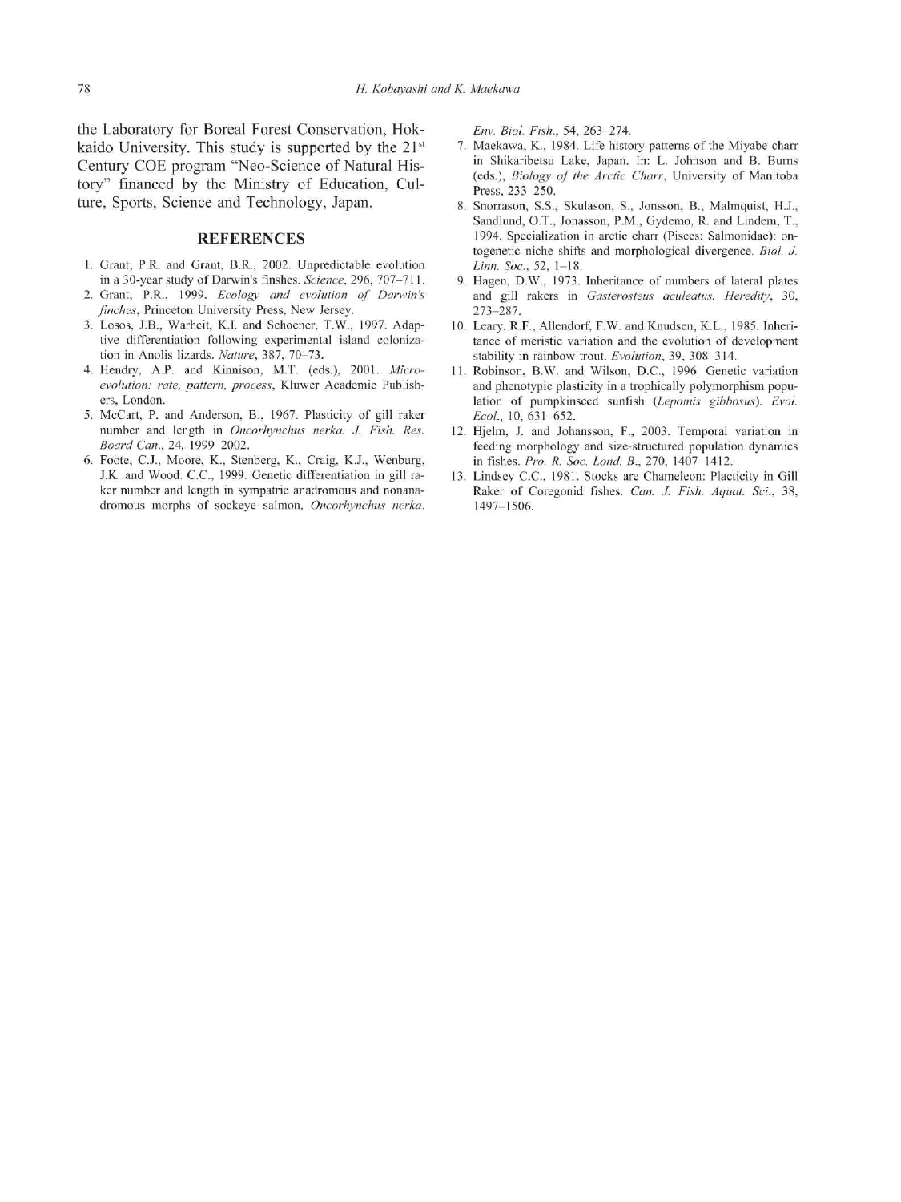the Laboratory for Boreal Forest Conservation, Hokkaido University. This study is supported by the 21[st] Century COE program "Neo-Science of Natural History" financed by the Ministry of Education, Culture, Sports, Science and Technology, Japan.

## REFERENCES

1. Grant, P.R. and Grant, B.R., 2002. Unpredictable evolution in a 30-year study of Darwin's finshes. *Science*, 296, 707–711.
2. Grant, P.R., 1999. *Ecology and evolution of Darwin's finches*, Princeton University Press, New Jersey.
3. Losos, J.B., Warheit, K.I. and Schoener, T.W., 1997. Adaptive differentiation following experimental island colonization in Anolis lizards. *Nature*, 387, 70–73.
4. Hendry, A.P. and Kinnison, M.T. (eds.), 2001. *Microevolution: rate, pattern, process*, Kluwer Academic Publishers, London.
5. McCart, P. and Anderson, B., 1967. Plasticity of gill raker number and length in *Oncorhynchus nerka*. *J. Fish. Res. Board Can.*, 24, 1999–2002.
6. Foote, C.J., Moore, K., Stenberg, K., Craig, K.J., Wenburg, J.K. and Wood. C.C., 1999. Genetic differentiation in gill raker number and length in sympatric anadromous and nonanadromous morphs of sockeye salmon, *Oncorhynchus nerka*. *Env. Biol. Fish.*, 54, 263–274.
7. Maekawa, K., 1984. Life history patterns of the Miyabe charr in Shikaribetsu Lake, Japan. In: L. Johnson and B. Burns (eds.), *Biology of the Arctic Charr*, University of Manitoba Press, 233–250.
8. Snorrason, S.S., Skulason, S., Jonsson, B., Malmquist, H.J., Sandlund, O.T., Jonasson, P.M., Gydemo, R. and Lindem, T., 1994. Specialization in arctic charr (Pisces: Salmonidae): ontogenetic niche shifts and morphological divergence. *Biol. J. Linn. Soc.*, 52, 1–18.
9. Hagen, D.W., 1973. Inheritance of numbers of lateral plates and gill rakers in *Gasterosteus aculeatus*. *Heredity*, 30, 273–287.
10. Leary, R.F., Allendorf, F.W. and Knudsen, K.L., 1985. Inheritance of meristic variation and the evolution of development stability in rainbow trout. *Evolution*, 39, 308–314.
11. Robinson, B.W. and Wilson, D.C., 1996. Genetic variation and phenotypic plasticity in a trophically polymorphism population of pumpkinseed sunfish (*Lepomis gibbosus*). *Evol. Ecol.*, 10, 631–652.
12. Hjelm, J. and Johansson, F., 2003. Temporal variation in feeding morphology and size-structured population dynamics in fishes. *Pro. R. Soc. Lond. B.*, 270, 1407–1412.
13. Lindsey C.C., 1981. Stocks are Chameleon: Placticity in Gill Raker of Coregonid fishes. *Can. J. Fish. Aquat. Sci.*, 38, 1497–1506.